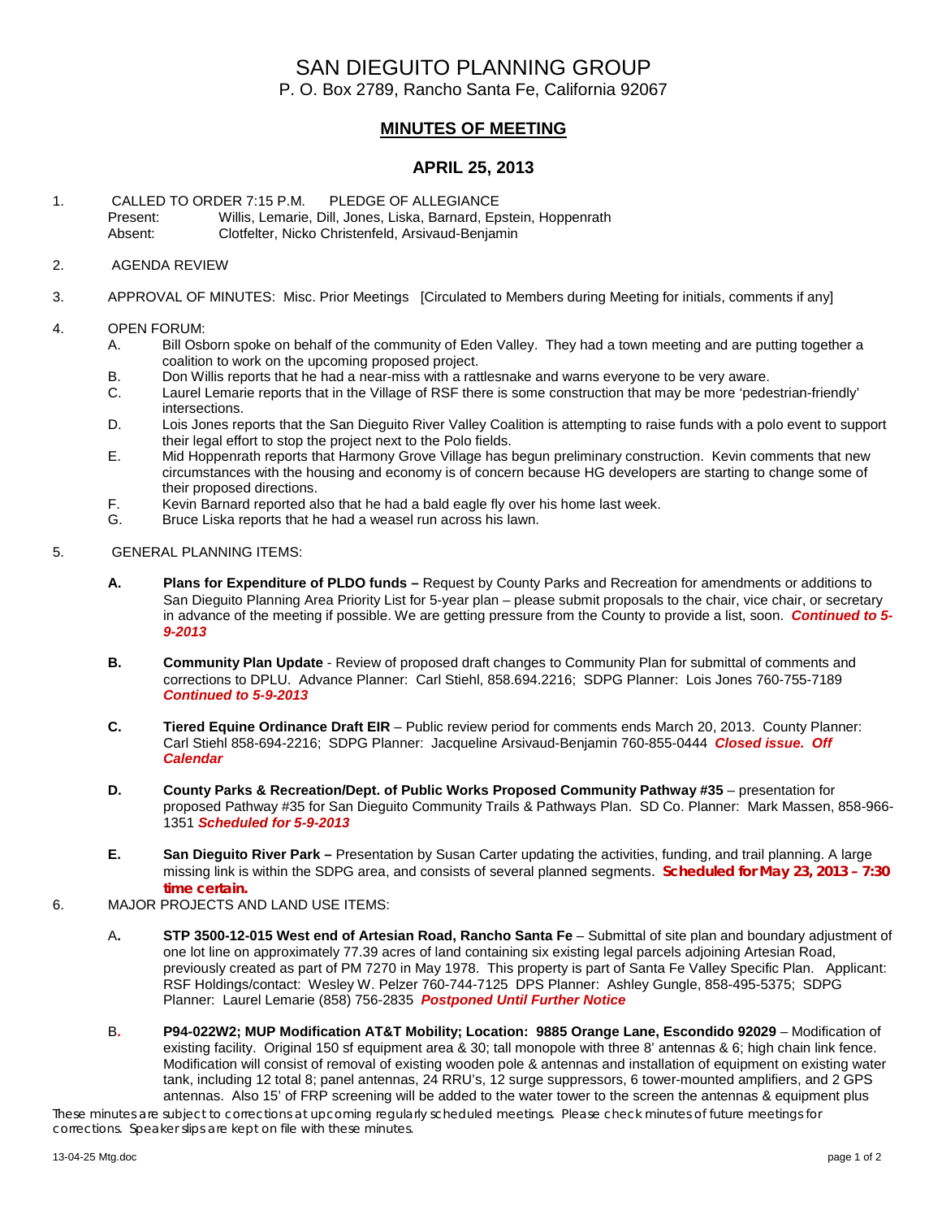# SAN DIEGUITO PLANNING GROUP

P. O. Box 2789, Rancho Santa Fe, California 92067

## MINUTES OF MEETING

## APRIL 25, 2013

1. CALLED TO ORDER 7:15 P.M. PLEDGE OF ALLEGIANCE
   Present: Willis, Lemarie, Dill, Jones, Liska, Barnard, Epstein, Hoppenrath
   Absent: Clotfelter, Nicko Christenfeld, Arsivaud-Benjamin

2. AGENDA REVIEW

3. APPROVAL OF MINUTES: Misc. Prior Meetings [Circulated to Members during Meeting for initials, comments if any]

4. OPEN FORUM:
   A. Bill Osborn spoke on behalf of the community of Eden Valley. They had a town meeting and are putting together a coalition to work on the upcoming proposed project.
   B. Don Willis reports that he had a near-miss with a rattlesnake and warns everyone to be very aware.
   C. Laurel Lemarie reports that in the Village of RSF there is some construction that may be more 'pedestrian-friendly' intersections.
   D. Lois Jones reports that the San Dieguito River Valley Coalition is attempting to raise funds with a polo event to support their legal effort to stop the project next to the Polo fields.
   E. Mid Hoppenrath reports that Harmony Grove Village has begun preliminary construction. Kevin comments that new circumstances with the housing and economy is of concern because HG developers are starting to change some of their proposed directions.
   F. Kevin Barnard reported also that he had a bald eagle fly over his home last week.
   G. Bruce Liska reports that he had a weasel run across his lawn.

5. GENERAL PLANNING ITEMS:

   **A. Plans for Expenditure of PLDO funds –** Request by County Parks and Recreation for amendments or additions to San Dieguito Planning Area Priority List for 5-year plan – please submit proposals to the chair, vice chair, or secretary in advance of the meeting if possible. We are getting pressure from the County to provide a list, soon. ***Continued to 5-9-2013***

   **B. Community Plan Update** - Review of proposed draft changes to Community Plan for submittal of comments and corrections to DPLU. Advance Planner: Carl Stiehl, 858.694.2216; SDPG Planner: Lois Jones 760-755-7189 ***Continued to 5-9-2013***

   **C. Tiered Equine Ordinance Draft EIR** – Public review period for comments ends March 20, 2013. County Planner: Carl Stiehl 858-694-2216; SDPG Planner: Jacqueline Arsivaud-Benjamin 760-855-0444 ***Closed issue. Off Calendar***

   **D. County Parks & Recreation/Dept. of Public Works Proposed Community Pathway #35** – presentation for proposed Pathway #35 for San Dieguito Community Trails & Pathways Plan. SD Co. Planner: Mark Massen, 858-966-1351 ***Scheduled for 5-9-2013***

   **E. San Dieguito River Park –** Presentation by Susan Carter updating the activities, funding, and trail planning. A large missing link is within the SDPG area, and consists of several planned segments. **Scheduled for May 23, 2013 – 7:30 time certain.**

6. MAJOR PROJECTS AND LAND USE ITEMS:

   A**. STP 3500-12-015 West end of Artesian Road, Rancho Santa Fe** – Submittal of site plan and boundary adjustment of one lot line on approximately 77.39 acres of land containing six existing legal parcels adjoining Artesian Road, previously created as part of PM 7270 in May 1978. This property is part of Santa Fe Valley Specific Plan. Applicant: RSF Holdings/contact: Wesley W. Pelzer 760-744-7125 DPS Planner: Ashley Gungle, 858-495-5375; SDPG Planner: Laurel Lemarie (858) 756-2835 ***Postponed Until Further Notice***

   B**. P94-022W2; MUP Modification AT&T Mobility; Location: 9885 Orange Lane, Escondido 92029** – Modification of existing facility. Original 150 sf equipment area & 30; tall monopole with three 8' antennas & 6; high chain link fence. Modification will consist of removal of existing wooden pole & antennas and installation of equipment on existing water tank, including 12 total 8; panel antennas, 24 RRU's, 12 surge suppressors, 6 tower-mounted amplifiers, and 2 GPS antennas. Also 15' of FRP screening will be added to the water tower to the screen the antennas & equipment plus

*These minutes are subject to corrections at upcoming regularly scheduled meetings. Please check minutes of future meetings for corrections. Speaker slips are kept on file with these minutes.*

13-04-25 Mtg.doc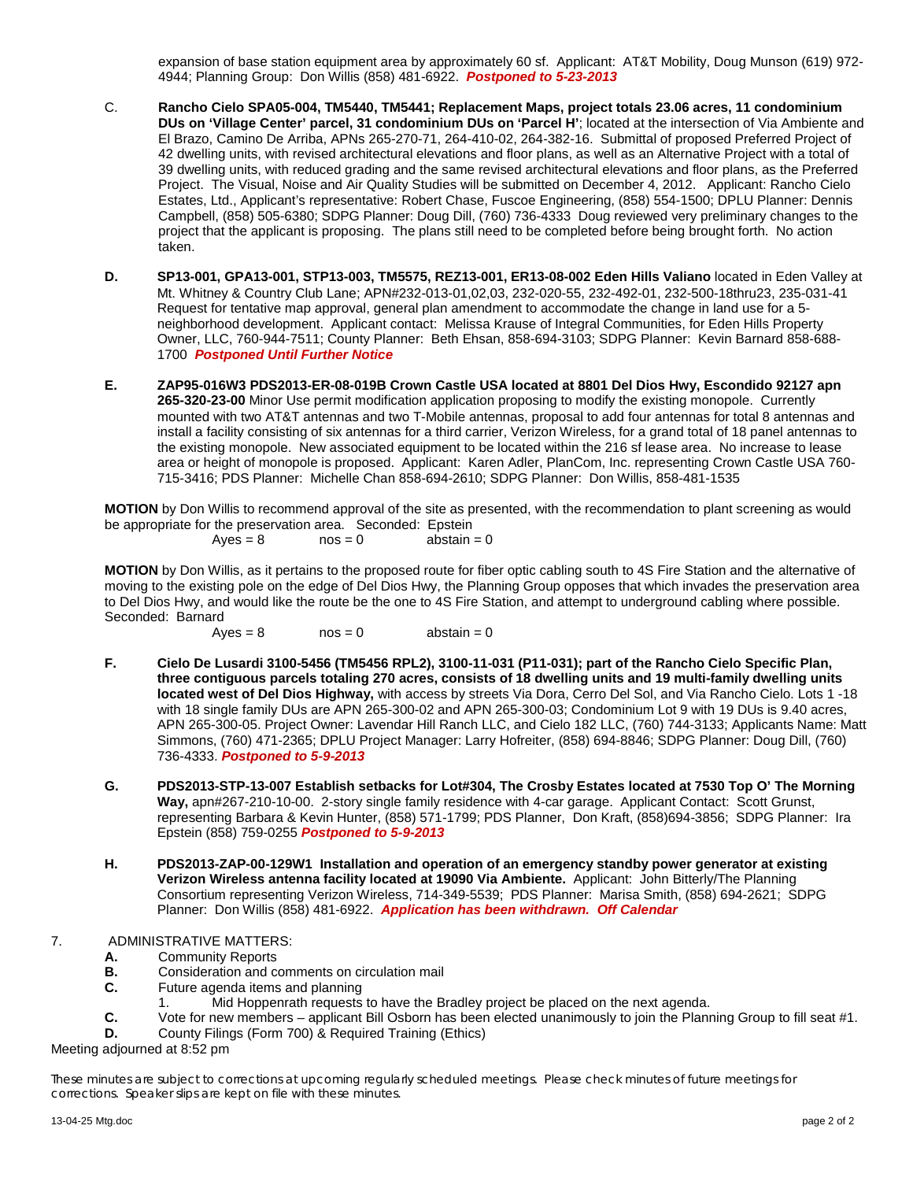expansion of base station equipment area by approximately 60 sf. Applicant: AT&T Mobility, Doug Munson (619) 972-4944; Planning Group: Don Willis (858) 481-6922. ***Postponed to 5-23-2013***

C. **Rancho Cielo SPA05-004, TM5440, TM5441; Replacement Maps, project totals 23.06 acres, 11 condominium DUs on 'Village Center' parcel, 31 condominium DUs on 'Parcel H'**; located at the intersection of Via Ambiente and El Brazo, Camino De Arriba, APNs 265-270-71, 264-410-02, 264-382-16. Submittal of proposed Preferred Project of 42 dwelling units, with revised architectural elevations and floor plans, as well as an Alternative Project with a total of 39 dwelling units, with reduced grading and the same revised architectural elevations and floor plans, as the Preferred Project. The Visual, Noise and Air Quality Studies will be submitted on December 4, 2012. Applicant: Rancho Cielo Estates, Ltd., Applicant's representative: Robert Chase, Fuscoe Engineering, (858) 554-1500; DPLU Planner: Dennis Campbell, (858) 505-6380; SDPG Planner: Doug Dill, (760) 736-4333 Doug reviewed very preliminary changes to the project that the applicant is proposing. The plans still need to be completed before being brought forth. No action taken.

**D. SP13-001, GPA13-001, STP13-003, TM5575, REZ13-001, ER13-08-002 Eden Hills Valiano** located in Eden Valley at Mt. Whitney & Country Club Lane; APN#232-013-01,02,03, 232-020-55, 232-492-01, 232-500-18thru23, 235-031-41 Request for tentative map approval, general plan amendment to accommodate the change in land use for a 5-neighborhood development. Applicant contact: Melissa Krause of Integral Communities, for Eden Hills Property Owner, LLC, 760-944-7511; County Planner: Beth Ehsan, 858-694-3103; SDPG Planner: Kevin Barnard 858-688-1700 ***Postponed Until Further Notice***

**E. ZAP95-016W3 PDS2013-ER-08-019B Crown Castle USA located at 8801 Del Dios Hwy, Escondido 92127 apn 265-320-23-00** Minor Use permit modification application proposing to modify the existing monopole. Currently mounted with two AT&T antennas and two T-Mobile antennas, proposal to add four antennas for total 8 antennas and install a facility consisting of six antennas for a third carrier, Verizon Wireless, for a grand total of 18 panel antennas to the existing monopole. New associated equipment to be located within the 216 sf lease area. No increase to lease area or height of monopole is proposed. Applicant: Karen Adler, PlanCom, Inc. representing Crown Castle USA 760-715-3416; PDS Planner: Michelle Chan 858-694-2610; SDPG Planner: Don Willis, 858-481-1535

**MOTION** by Don Willis to recommend approval of the site as presented, with the recommendation to plant screening as would be appropriate for the preservation area. Seconded: Epstein
Ayes = 8 nos = 0 abstain = 0

**MOTION** by Don Willis, as it pertains to the proposed route for fiber optic cabling south to 4S Fire Station and the alternative of moving to the existing pole on the edge of Del Dios Hwy, the Planning Group opposes that which invades the preservation area to Del Dios Hwy, and would like the route be the one to 4S Fire Station, and attempt to underground cabling where possible. Seconded: Barnard
Ayes = 8 nos = 0 abstain = 0

**F. Cielo De Lusardi 3100-5456 (TM5456 RPL2), 3100-11-031 (P11-031); part of the Rancho Cielo Specific Plan, three contiguous parcels totaling 270 acres, consists of 18 dwelling units and 19 multi-family dwelling units located west of Del Dios Highway,** with access by streets Via Dora, Cerro Del Sol, and Via Rancho Cielo. Lots 1 -18 with 18 single family DUs are APN 265-300-02 and APN 265-300-03; Condominium Lot 9 with 19 DUs is 9.40 acres, APN 265-300-05. Project Owner: Lavendar Hill Ranch LLC, and Cielo 182 LLC, (760) 744-3133; Applicants Name: Matt Simmons, (760) 471-2365; DPLU Project Manager: Larry Hofreiter, (858) 694-8846; SDPG Planner: Doug Dill, (760) 736-4333. ***Postponed to 5-9-2013***

**G. PDS2013-STP-13-007 Establish setbacks for Lot#304, The Crosby Estates located at 7530 Top O' The Morning Way,** apn#267-210-10-00. 2-story single family residence with 4-car garage. Applicant Contact: Scott Grunst, representing Barbara & Kevin Hunter, (858) 571-1799; PDS Planner, Don Kraft, (858)694-3856; SDPG Planner: Ira Epstein (858) 759-0255 ***Postponed to 5-9-2013***

**H. PDS2013-ZAP-00-129W1 Installation and operation of an emergency standby power generator at existing Verizon Wireless antenna facility located at 19090 Via Ambiente.** Applicant: John Bitterly/The Planning Consortium representing Verizon Wireless, 714-349-5539; PDS Planner: Marisa Smith, (858) 694-2621; SDPG Planner: Don Willis (858) 481-6922. ***Application has been withdrawn. Off Calendar***

7. ADMINISTRATIVE MATTERS:
   **A.** Community Reports
   **B.** Consideration and comments on circulation mail
   **C.** Future agenda items and planning
      1. Mid Hoppenrath requests to have the Bradley project be placed on the next agenda.
   **C.** Vote for new members – applicant Bill Osborn has been elected unanimously to join the Planning Group to fill seat #1.
   **D.** County Filings (Form 700) & Required Training (Ethics)

Meeting adjourned at 8:52 pm

*These minutes are subject to corrections at upcoming regularly scheduled meetings. Please check minutes of future meetings for corrections. Speaker slips are kept on file with these minutes.*

13-04-25 Mtg.doc